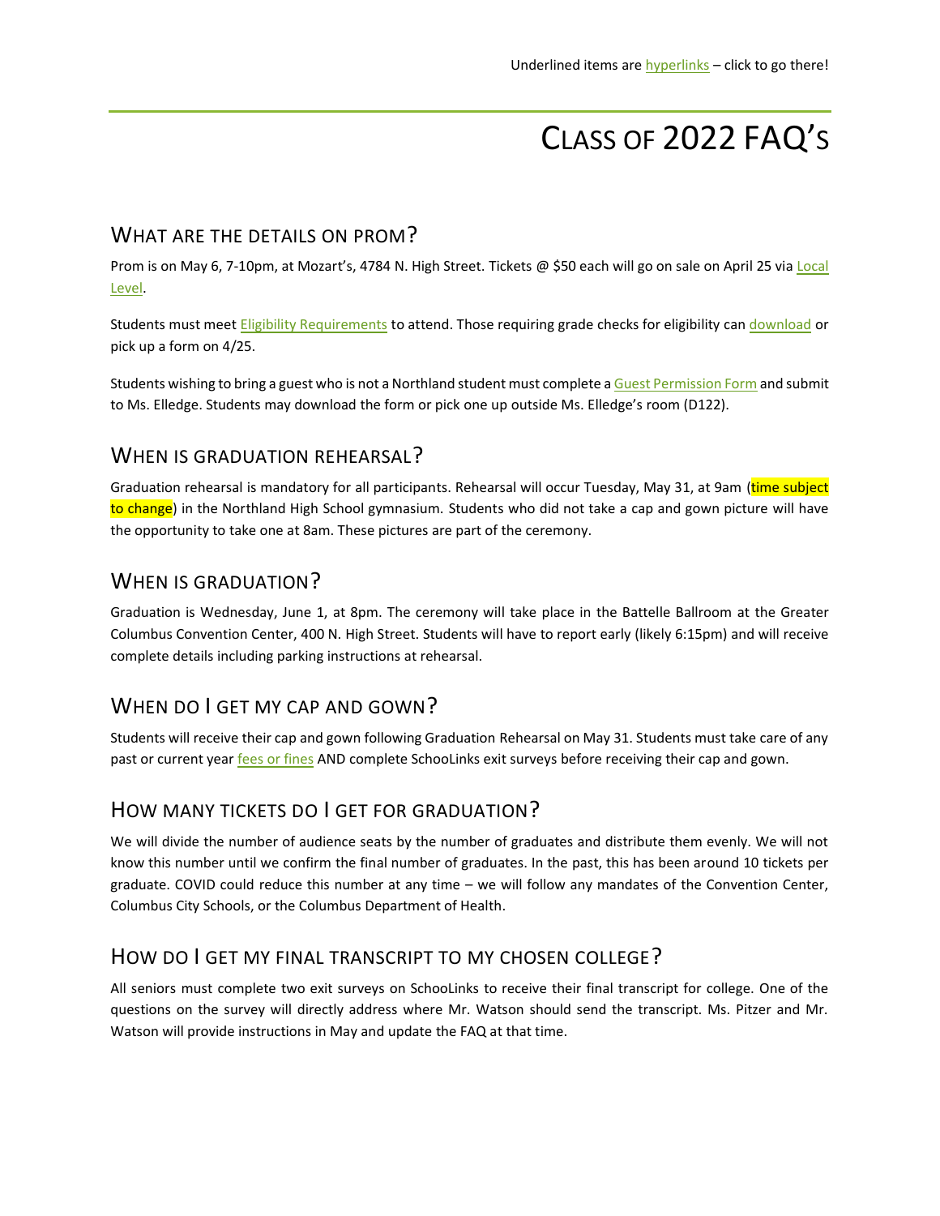Underlined items are hyperlinks – click to go there!

# Class of 2022 FAQ's

## What are the details on prom?

Prom is on May 6, 7-10pm, at Mozart's, 4784 N. High Street. Tickets @ $50 each will go on sale on April 25 via Local Level.

Students must meet Eligibility Requirements to attend. Those requiring grade checks for eligibility can download or pick up a form on 4/25.

Students wishing to bring a guest who is not a Northland student must complete a Guest Permission Form and submit to Ms. Elledge. Students may download the form or pick one up outside Ms. Elledge's room (D122).

## When is graduation rehearsal?

Graduation rehearsal is mandatory for all participants. Rehearsal will occur Tuesday, May 31, at 9am (time subject to change) in the Northland High School gymnasium. Students who did not take a cap and gown picture will have the opportunity to take one at 8am. These pictures are part of the ceremony.

## When is graduation?

Graduation is Wednesday, June 1, at 8pm. The ceremony will take place in the Battelle Ballroom at the Greater Columbus Convention Center, 400 N. High Street. Students will have to report early (likely 6:15pm) and will receive complete details including parking instructions at rehearsal.

## When do I get my cap and gown?

Students will receive their cap and gown following Graduation Rehearsal on May 31. Students must take care of any past or current year fees or fines AND complete SchooLinks exit surveys before receiving their cap and gown.

## How many tickets do I get for graduation?

We will divide the number of audience seats by the number of graduates and distribute them evenly. We will not know this number until we confirm the final number of graduates. In the past, this has been around 10 tickets per graduate. COVID could reduce this number at any time – we will follow any mandates of the Convention Center, Columbus City Schools, or the Columbus Department of Health.

## How do I get my final transcript to my chosen college?

All seniors must complete two exit surveys on SchooLinks to receive their final transcript for college. One of the questions on the survey will directly address where Mr. Watson should send the transcript. Ms. Pitzer and Mr. Watson will provide instructions in May and update the FAQ at that time.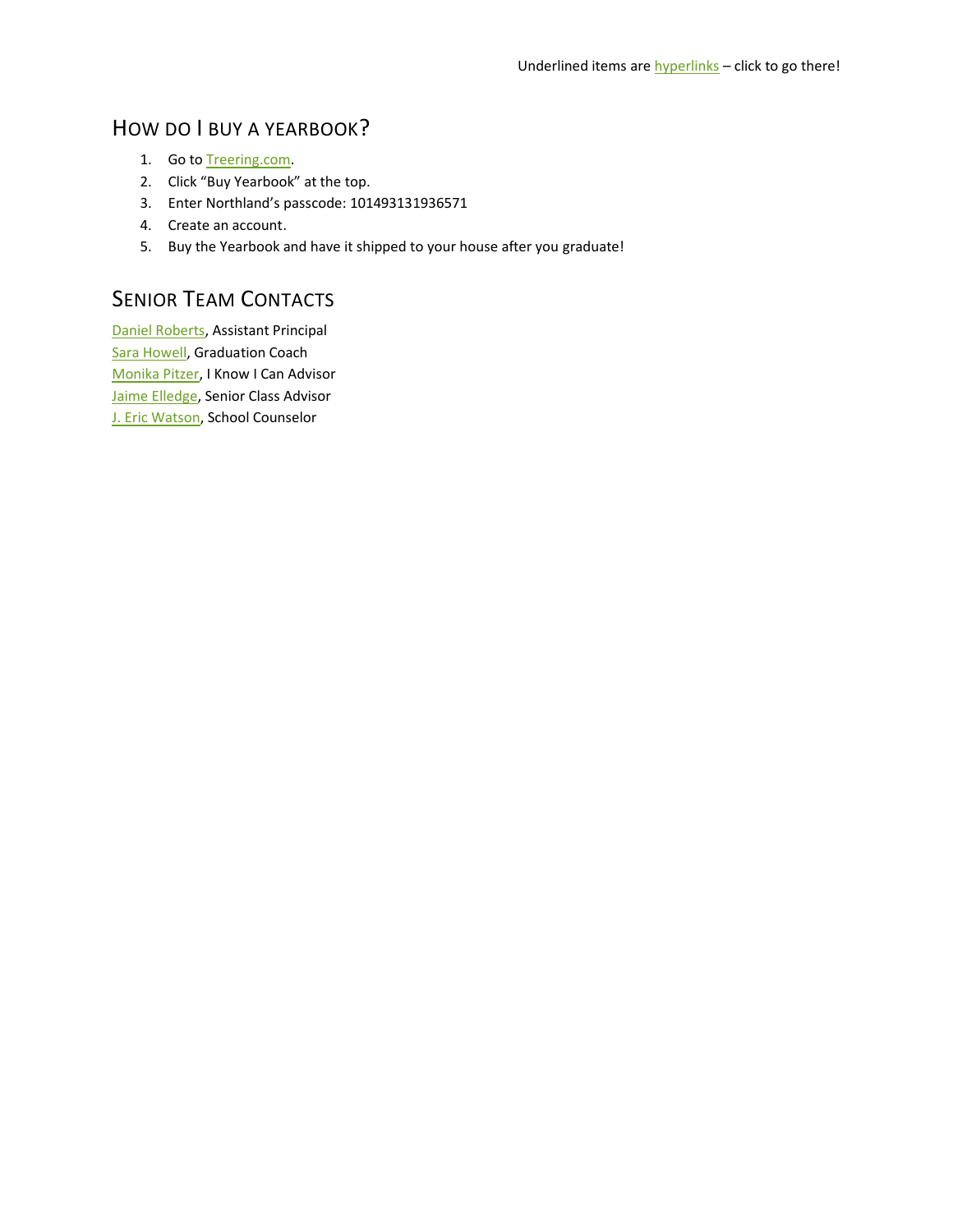Underlined items are hyperlinks – click to go there!

## How do I buy a yearbook?

1. Go to Treering.com.
2. Click "Buy Yearbook" at the top.
3. Enter Northland's passcode: 101493131936571
4. Create an account.
5. Buy the Yearbook and have it shipped to your house after you graduate!

## Senior Team Contacts

Daniel Roberts, Assistant Principal
Sara Howell, Graduation Coach
Monika Pitzer, I Know I Can Advisor
Jaime Elledge, Senior Class Advisor
J. Eric Watson, School Counselor